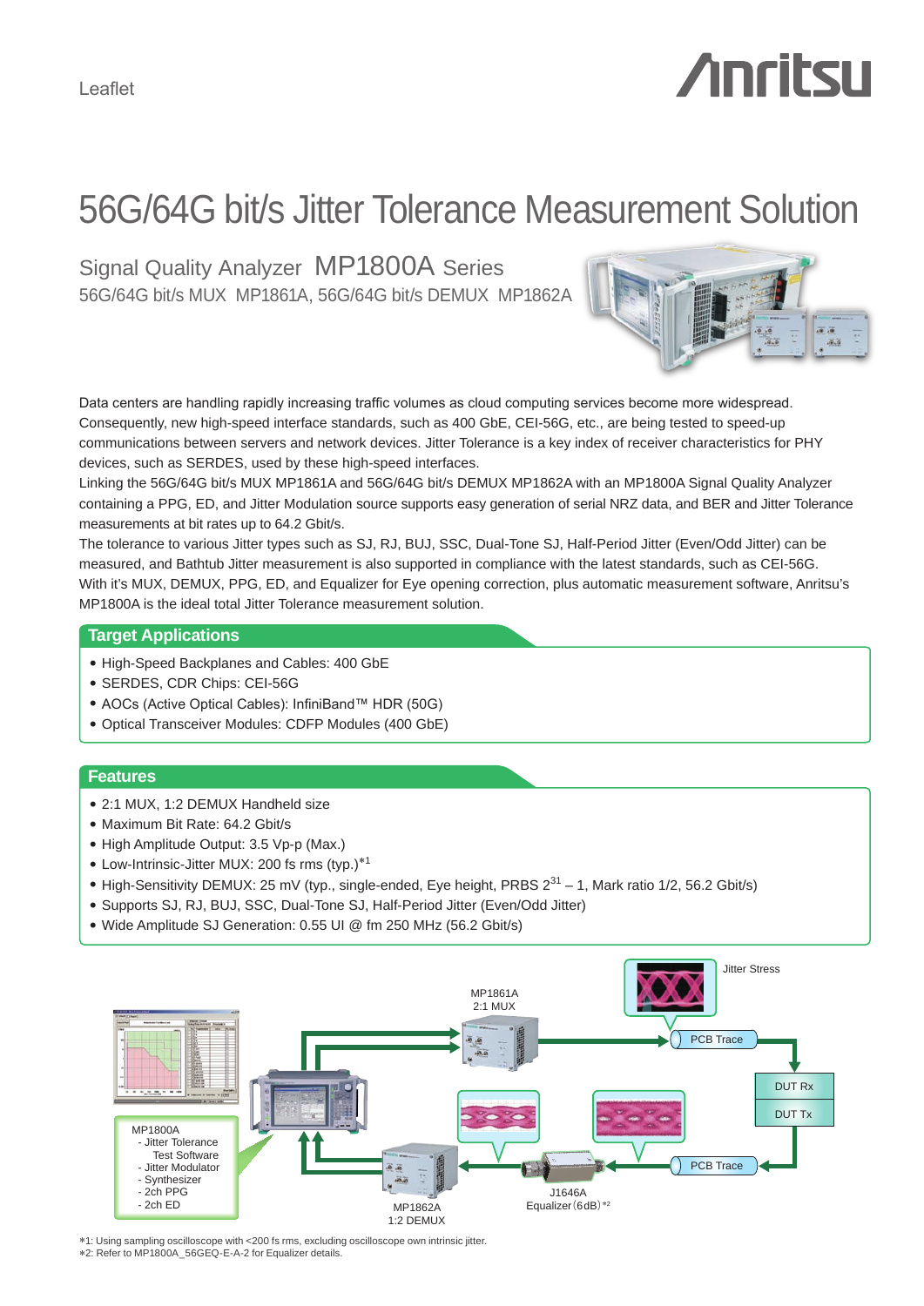Leaflet

# 56G/64G bit/s Jitter Tolerance Measurement Solution

## Signal Quality Analyzer MP1800A Series

56G/64G bit/s MUX MP1861A, 56G/64G bit/s DEMUX MP1862A

Data centers are handling rapidly increasing traffic volumes as cloud computing services become more widespread. Consequently, new high-speed interface standards, such as 400 GbE, CEI-56G, etc., are being tested to speed-up communications between servers and network devices. Jitter Tolerance is a key index of receiver characteristics for PHY devices, such as SERDES, used by these high-speed interfaces.

Linking the 56G/64G bit/s MUX MP1861A and 56G/64G bit/s DEMUX MP1862A with an MP1800A Signal Quality Analyzer containing a PPG, ED, and Jitter Modulation source supports easy generation of serial NRZ data, and BER and Jitter Tolerance measurements at bit rates up to 64.2 Gbit/s.

The tolerance to various Jitter types such as SJ, RJ, BUJ, SSC, Dual-Tone SJ, Half-Period Jitter (Even/Odd Jitter) can be measured, and Bathtub Jitter measurement is also supported in compliance with the latest standards, such as CEI-56G.

With it's MUX, DEMUX, PPG, ED, and Equalizer for Eye opening correction, plus automatic measurement software, Anritsu's MP1800A is the ideal total Jitter Tolerance measurement solution.

## Target Applications

- High-Speed Backplanes and Cables: 400 GbE
- SERDES, CDR Chips: CEI-56G
- AOCs (Active Optical Cables): InfiniBand™ HDR (50G)
- Optical Transceiver Modules: CDFP Modules (400 GbE)

## Features

- 2:1 MUX, 1:2 DEMUX Handheld size
- Maximum Bit Rate: 64.2 Gbit/s
- High Amplitude Output: 3.5 Vp-p (Max.)
- Low-Intrinsic-Jitter MUX: 200 fs rms (typ.)*1
- High-Sensitivity DEMUX: 25 mV (typ., single-ended, Eye height, PRBS $2^{31} - 1$, Mark ratio 1/2, 56.2 Gbit/s)
- Supports SJ, RJ, BUJ, SSC, Dual-Tone SJ, Half-Period Jitter (Even/Odd Jitter)
- Wide Amplitude SJ Generation: 0.55 UI @ fm 250 MHz (56.2 Gbit/s)

MP1861A 2:1 MUX

Jitter Stress

PCB Trace

DUT Rx

DUT Tx

PCB Trace

MP1800A
- Jitter Tolerance Test Software
- Jitter Modulator
- Synthesizer
- 2ch PPG
- 2ch ED

MP1862A 1:2 DEMUX

J1646A Equalizer (6dB)*2

*1: Using sampling oscilloscope with <200 fs rms, excluding oscilloscope own intrinsic jitter.
*2: Refer to MP1800A_56GEQ-E-A-2 for Equalizer details.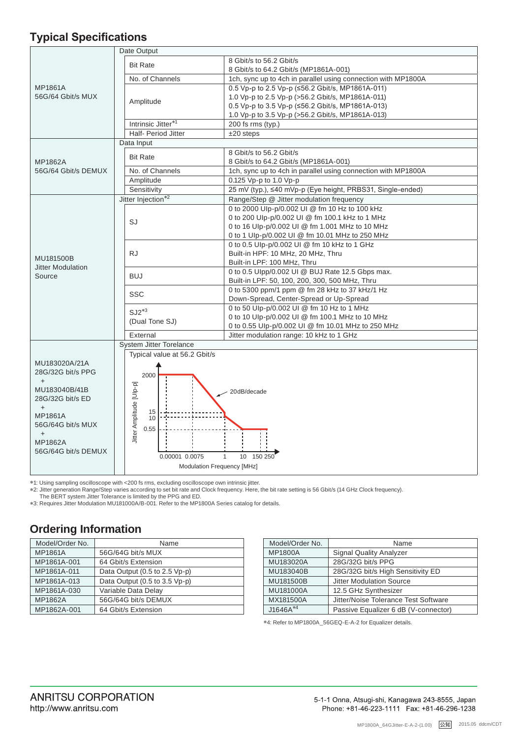## Typical Specifications

| | | | |
|---|---|---|---|
| MP1861A 56G/64 Gbit/s MUX | Date Output | | |
| | | Bit Rate | 8 Gbit/s to 56.2 Gbit/s<br>8 Gbit/s to 64.2 Gbit/s (MP1861A-001) |
| | | No. of Channels | 1ch, sync up to 4ch in parallel using connection with MP1800A |
| | | Amplitude | 0.5 Vp-p to 2.5 Vp-p (≤56.2 Gbit/s, MP1861A-011)<br>1.0 Vp-p to 2.5 Vp-p (>56.2 Gbit/s, MP1861A-011)<br>0.5 Vp-p to 3.5 Vp-p (≤56.2 Gbit/s, MP1861A-013)<br>1.0 Vp-p to 3.5 Vp-p (>56.2 Gbit/s, MP1861A-013) |
| | | Intrinsic Jitter*1 | 200 fs rms (typ.) |
| | | Half- Period Jitter | ±20 steps |
| MP1862A 56G/64 Gbit/s DEMUX | Data Input | | |
| | | Bit Rate | 8 Gbit/s to 56.2 Gbit/s<br>8 Gbit/s to 64.2 Gbit/s (MP1861A-001) |
| | | No. of Channels | 1ch, sync up to 4ch in parallel using connection with MP1800A |
| | | Amplitude | 0.125 Vp-p to 1.0 Vp-p |
| | | Sensitivity | 25 mV (typ.), ≤40 mVp-p (Eye height, PRBS31, Single-ended) |
| MU181500B Jitter Modulation Source | Jitter Injection*2 | | Range/Step @ Jitter modulation frequency |
| | | SJ | 0 to 2000 UIp-p/0.002 UI @ fm 10 Hz to 100 kHz<br>0 to 200 UIp-p/0.002 UI @ fm 100.1 kHz to 1 MHz<br>0 to 16 UIp-p/0.002 UI @ fm 1.001 MHz to 10 MHz<br>0 to 1 UIp-p/0.002 UI @ fm 10.01 MHz to 250 MHz |
| | | RJ | 0 to 0.5 UIp-p/0.002 UI @ fm 10 kHz to 1 GHz<br>Built-in HPF: 10 MHz, 20 MHz, Thru<br>Built-in LPF: 100 MHz, Thru |
| | | BUJ | 0 to 0.5 UIpp/0.002 UI @ BUJ Rate 12.5 Gbps max.<br>Built-in LPF: 50, 100, 200, 300, 500 MHz, Thru |
| | | SSC | 0 to 5300 ppm/1 ppm @ fm 28 kHz to 37 kHz/1 Hz<br>Down-Spread, Center-Spread or Up-Spread |
| | | SJ2*3 (Dual Tone SJ) | 0 to 50 UIp-p/0.002 UI @ fm 10 Hz to 1 MHz<br>0 to 10 UIp-p/0.002 UI @ fm 100.1 MHz to 10 MHz<br>0 to 0.55 UIp-p/0.002 UI @ fm 10.01 MHz to 250 MHz |
| | | External | Jitter modulation range: 10 kHz to 1 GHz |
| MU183020A/21A 28G/32G bit/s PPG + MU183040B/41B 28G/32G bit/s ED + MP1861A 56G/64G bit/s MUX + MP1862A 56G/64G bit/s DEMUX | System Jitter Torelance | | |
| | | Typical value at 56.2 Gbit/s (see chart below) | |

Typical value at 56.2 Gbit/s

Jitter Amplitude [UIp-p]

2000
15
10
0.55

20dB/decade

0.00001 0.0075 1 10 150 250

Modulation Frequency [MHz]

*1: Using sampling oscilloscope with <200 fs rms, excluding oscilloscope own intrinsic jitter.
*2: Jitter generation Range/Step varies according to set bit rate and Clock frequency. Here, the bit rate setting is 56 Gbit/s (14 GHz Clock frequency).
The BERT system Jitter Tolerance is limited by the PPG and ED.
*3: Requires Jitter Modulation MU181000A/B-001. Refer to the MP1800A Series catalog for details.

## Ordering Information

| Model/Order No. | Name |
|---|---|
| MP1861A | 56G/64G bit/s MUX |
| MP1861A-001 | 64 Gbit/s Extension |
| MP1861A-011 | Data Output (0.5 to 2.5 Vp-p) |
| MP1861A-013 | Data Output (0.5 to 3.5 Vp-p) |
| MP1861A-030 | Variable Data Delay |
| MP1862A | 56G/64G bit/s DEMUX |
| MP1862A-001 | 64 Gbit/s Extension |

| Model/Order No. | Name |
|---|---|
| MP1800A | Signal Quality Analyzer |
| MU183020A | 28G/32G bit/s PPG |
| MU183040B | 28G/32G bit/s High Sensitivity ED |
| MU181500B | Jitter Modulation Source |
| MU181000A | 12.5 GHz Synthesizer |
| MX181500A | Jitter/Noise Tolerance Test Software |
| J1646A*4 | Passive Equalizer 6 dB (V-connector) |

*4: Refer to MP1800A_56GEQ-E-A-2 for Equalizer details.

ANRITSU CORPORATION
http://www.anritsu.com

5-1-1 Onna, Atsugi-shi, Kanagawa 243-8555, Japan
Phone: +81-46-223-1111 Fax: +81-46-296-1238

MP1800A_64GJitter-E-A-2-(1.00) 公知 2015.05 ddcm/CDT